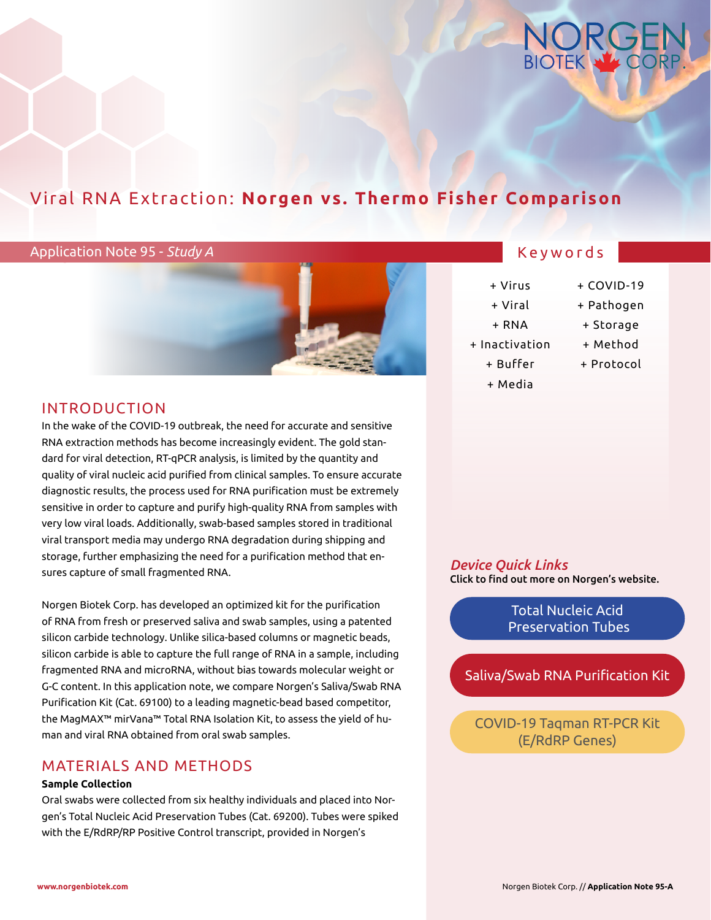# Viral RNA Extraction: **Norgen vs. Thermo Fisher Comparison**

Application Note 95 - *Study A*

## Keywords

+ Virus
+ Viral
+ RNA
+ Inactivation
+ Buffer
+ Media
+ COVID-19
+ Pathogen
+ Storage
+ Method
+ Protocol

## INTRODUCTION

In the wake of the COVID-19 outbreak, the need for accurate and sensitive RNA extraction methods has become increasingly evident. The gold standard for viral detection, RT-qPCR analysis, is limited by the quantity and quality of viral nucleic acid purified from clinical samples. To ensure accurate diagnostic results, the process used for RNA purification must be extremely sensitive in order to capture and purify high-quality RNA from samples with very low viral loads. Additionally, swab-based samples stored in traditional viral transport media may undergo RNA degradation during shipping and storage, further emphasizing the need for a purification method that ensures capture of small fragmented RNA.

Norgen Biotek Corp. has developed an optimized kit for the purification of RNA from fresh or preserved saliva and swab samples, using a patented silicon carbide technology. Unlike silica-based columns or magnetic beads, silicon carbide is able to capture the full range of RNA in a sample, including fragmented RNA and microRNA, without bias towards molecular weight or G-C content. In this application note, we compare Norgen's Saliva/Swab RNA Purification Kit (Cat. 69100) to a leading magnetic-bead based competitor, the MagMAX™ mirVana™ Total RNA Isolation Kit, to assess the yield of human and viral RNA obtained from oral swab samples.

## MATERIALS AND METHODS

**Sample Collection**

Oral swabs were collected from six healthy individuals and placed into Norgen's Total Nucleic Acid Preservation Tubes (Cat. 69200). Tubes were spiked with the E/RdRP/RP Positive Control transcript, provided in Norgen's

*Device Quick Links*

Click to find out more on Norgen's website.

- Total Nucleic Acid Preservation Tubes
- Saliva/Swab RNA Purification Kit
- COVID-19 Taqman RT-PCR Kit (E/RdRP Genes)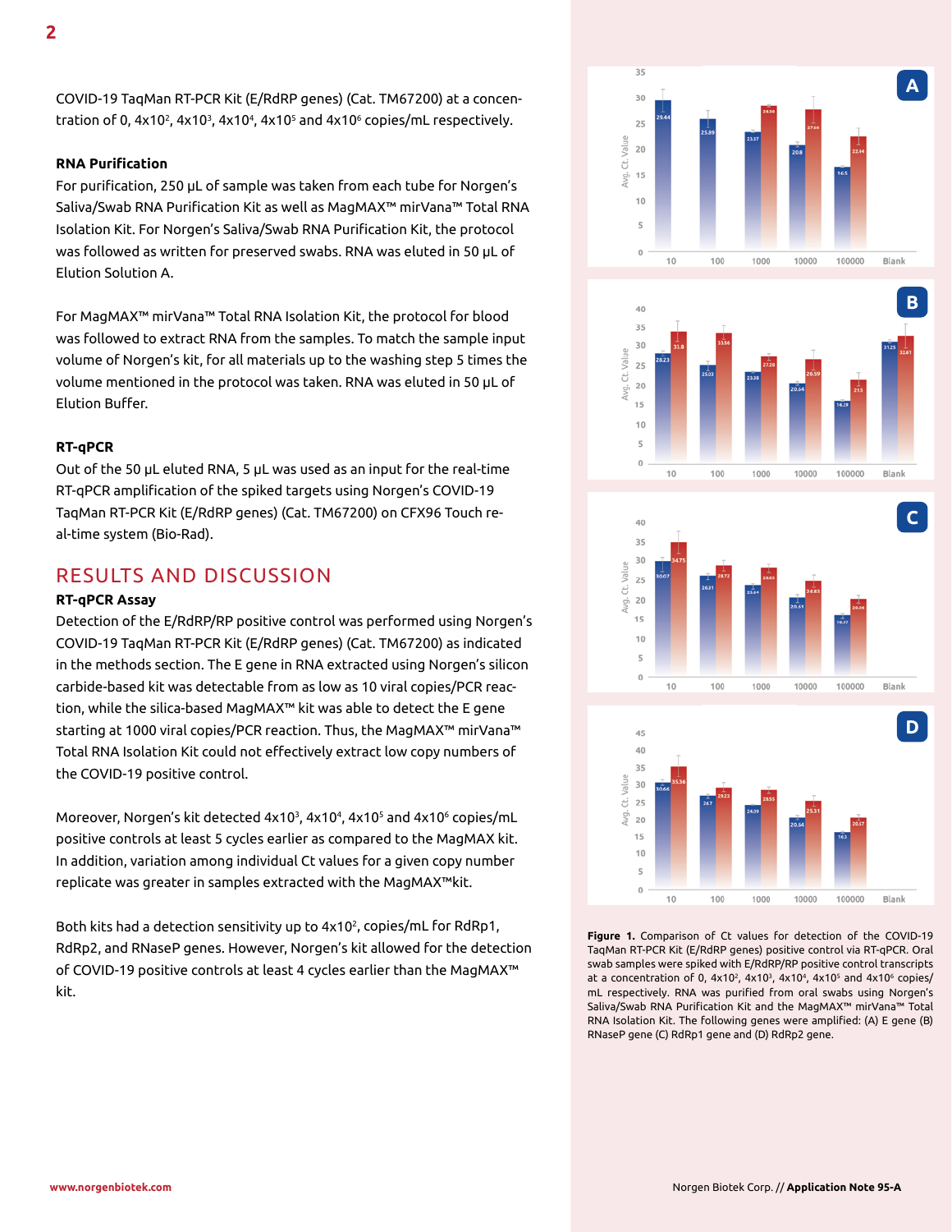COVID-19 TaqMan RT-PCR Kit (E/RdRP genes) (Cat. TM67200) at a concentration of 0, $4x10^2$, $4x10^3$, $4x10^4$, $4x10^5$ and $4x10^6$ copies/mL respectively.

**RNA Purification**

For purification, 250 µL of sample was taken from each tube for Norgen's Saliva/Swab RNA Purification Kit as well as MagMAX™ mirVana™ Total RNA Isolation Kit. For Norgen's Saliva/Swab RNA Purification Kit, the protocol was followed as written for preserved swabs. RNA was eluted in 50 µL of Elution Solution A.

For MagMAX™ mirVana™ Total RNA Isolation Kit, the protocol for blood was followed to extract RNA from the samples. To match the sample input volume of Norgen's kit, for all materials up to the washing step 5 times the volume mentioned in the protocol was taken. RNA was eluted in 50 µL of Elution Buffer.

**RT-qPCR**

Out of the 50 µL eluted RNA, 5 µL was used as an input for the real-time RT-qPCR amplification of the spiked targets using Norgen's COVID-19 TaqMan RT-PCR Kit (E/RdRP genes) (Cat. TM67200) on CFX96 Touch real-time system (Bio-Rad).

## RESULTS AND DISCUSSION

**RT-qPCR Assay**

Detection of the E/RdRP/RP positive control was performed using Norgen's COVID-19 TaqMan RT-PCR Kit (E/RdRP genes) (Cat. TM67200) as indicated in the methods section. The E gene in RNA extracted using Norgen's silicon carbide-based kit was detectable from as low as 10 viral copies/PCR reaction, while the silica-based MagMAX™ kit was able to detect the E gene starting at 1000 viral copies/PCR reaction. Thus, the MagMAX™ mirVana™ Total RNA Isolation Kit could not effectively extract low copy numbers of the COVID-19 positive control.

Moreover, Norgen's kit detected $4x10^3$, $4x10^4$, $4x10^5$ and $4x10^6$ copies/mL positive controls at least 5 cycles earlier as compared to the MagMAX kit. In addition, variation among individual Ct values for a given copy number replicate was greater in samples extracted with the MagMAX™kit.

Both kits had a detection sensitivity up to $4x10^2$, copies/mL for RdRp1, RdRp2, and RNaseP genes. However, Norgen's kit allowed for the detection of COVID-19 positive controls at least 4 cycles earlier than the MagMAX™ kit.

**Figure 1.** Comparison of Ct values for detection of the COVID-19 TaqMan RT-PCR Kit (E/RdRP genes) positive control via RT-qPCR. Oral swab samples were spiked with E/RdRP/RP positive control transcripts at a concentration of 0, $4x10^2$, $4x10^3$, $4x10^4$, $4x10^5$ and $4x10^6$ copies/mL respectively. RNA was purified from oral swabs using Norgen's Saliva/Swab RNA Purification Kit and the MagMAX™ mirVana™ Total RNA Isolation Kit. The following genes were amplified: (A) E gene (B) RNaseP gene (C) RdRp1 gene and (D) RdRp2 gene.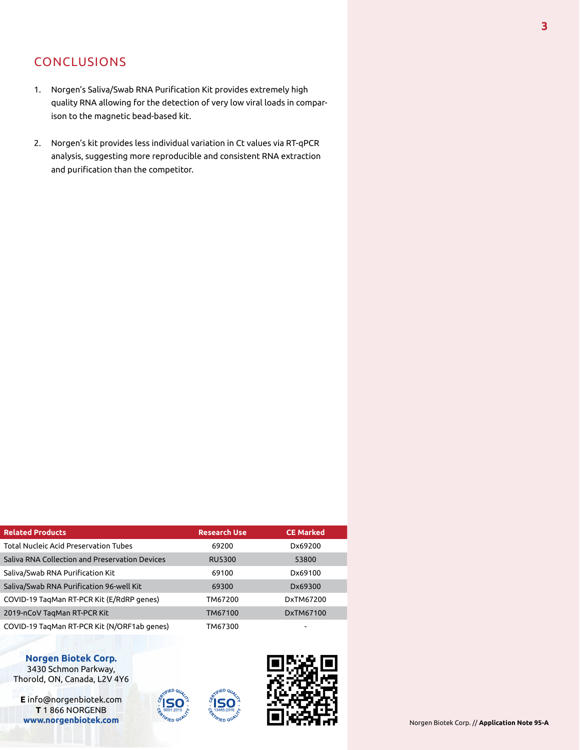## CONCLUSIONS

1. Norgen's Saliva/Swab RNA Purification Kit provides extremely high quality RNA allowing for the detection of very low viral loads in comparison to the magnetic bead-based kit.

2. Norgen's kit provides less individual variation in Ct values via RT-qPCR analysis, suggesting more reproducible and consistent RNA extraction and purification than the competitor.

| Related Products | Research Use | CE Marked |
|---|---|---|
| Total Nucleic Acid Preservation Tubes | 69200 | Dx69200 |
| Saliva RNA Collection and Preservation Devices | RU5300 | 53800 |
| Saliva/Swab RNA Purification Kit | 69100 | Dx69100 |
| Saliva/Swab RNA Purification 96-well Kit | 69300 | Dx69300 |
| COVID-19 TaqMan RT-PCR Kit (E/RdRP genes) | TM67200 | DxTM67200 |
| 2019-nCoV TaqMan RT-PCR Kit | TM67100 | DxTM67100 |
| COVID-19 TaqMan RT-PCR Kit (N/ORF1ab genes) | TM67300 | - |

**Norgen Biotek Corp.**
3430 Schmon Parkway,
Thorold, ON, Canada, L2V 4Y6

**E** info@norgenbiotek.com
**T** 1 866 NORGENB
**www.norgenbiotek.com**

Norgen Biotek Corp. // **Application Note 95-A**